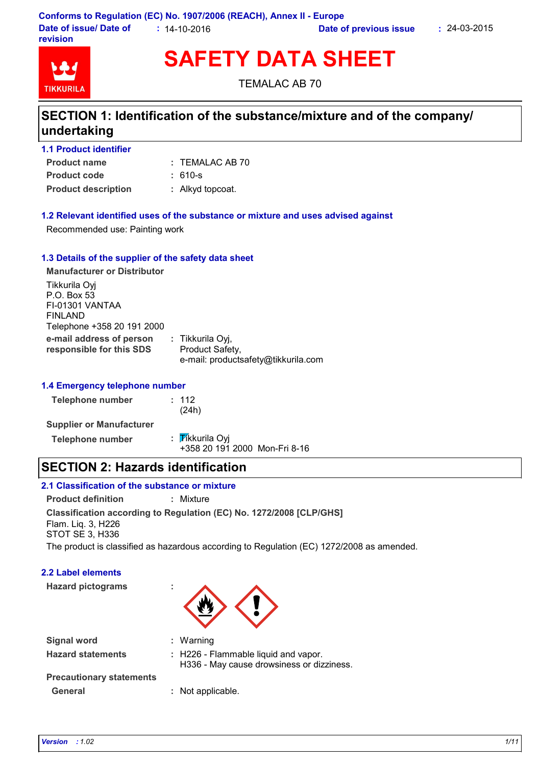Conforms to Regulation (EC) No. 1907/2006 (REACH), Annex II - Europe

**Date of issue/ Date of revision** : 14-10-2016 **Date of previous issue** : 24-03-2015

# SAFETY DATA SHEET

TEMALAC AB 70

## SECTION 1: Identification of the substance/mixture and of the company/ undertaking

### 1.1 Product identifier

**Product name** : TEMALAC AB 70

**Product code** : 610-s

**Product description** : Alkyd topcoat.

### 1.2 Relevant identified uses of the substance or mixture and uses advised against

Recommended use: Painting work

### 1.3 Details of the supplier of the safety data sheet

**Manufacturer or Distributor**

Tikkurila Oyj
P.O. Box 53
FI-01301 VANTAA
FINLAND
Telephone +358 20 191 2000

**e-mail address of person responsible for this SDS** : Tikkurila Oyj,
Product Safety,
e-mail: productsafety@tikkurila.com

### 1.4 Emergency telephone number

**Telephone number** : 112
(24h)

**Supplier or Manufacturer**

**Telephone number** : Tikkurila Oyj
+358 20 191 2000 Mon-Fri 8-16

## SECTION 2: Hazards identification

### 2.1 Classification of the substance or mixture

**Product definition** : Mixture

**Classification according to Regulation (EC) No. 1272/2008 [CLP/GHS]**

Flam. Liq. 3, H226
STOT SE 3, H336

The product is classified as hazardous according to Regulation (EC) 1272/2008 as amended.

### 2.2 Label elements

**Hazard pictograms** :

**Signal word** : Warning

**Hazard statements** : H226 - Flammable liquid and vapor.
H336 - May cause drowsiness or dizziness.

**Precautionary statements**

**General** : Not applicable.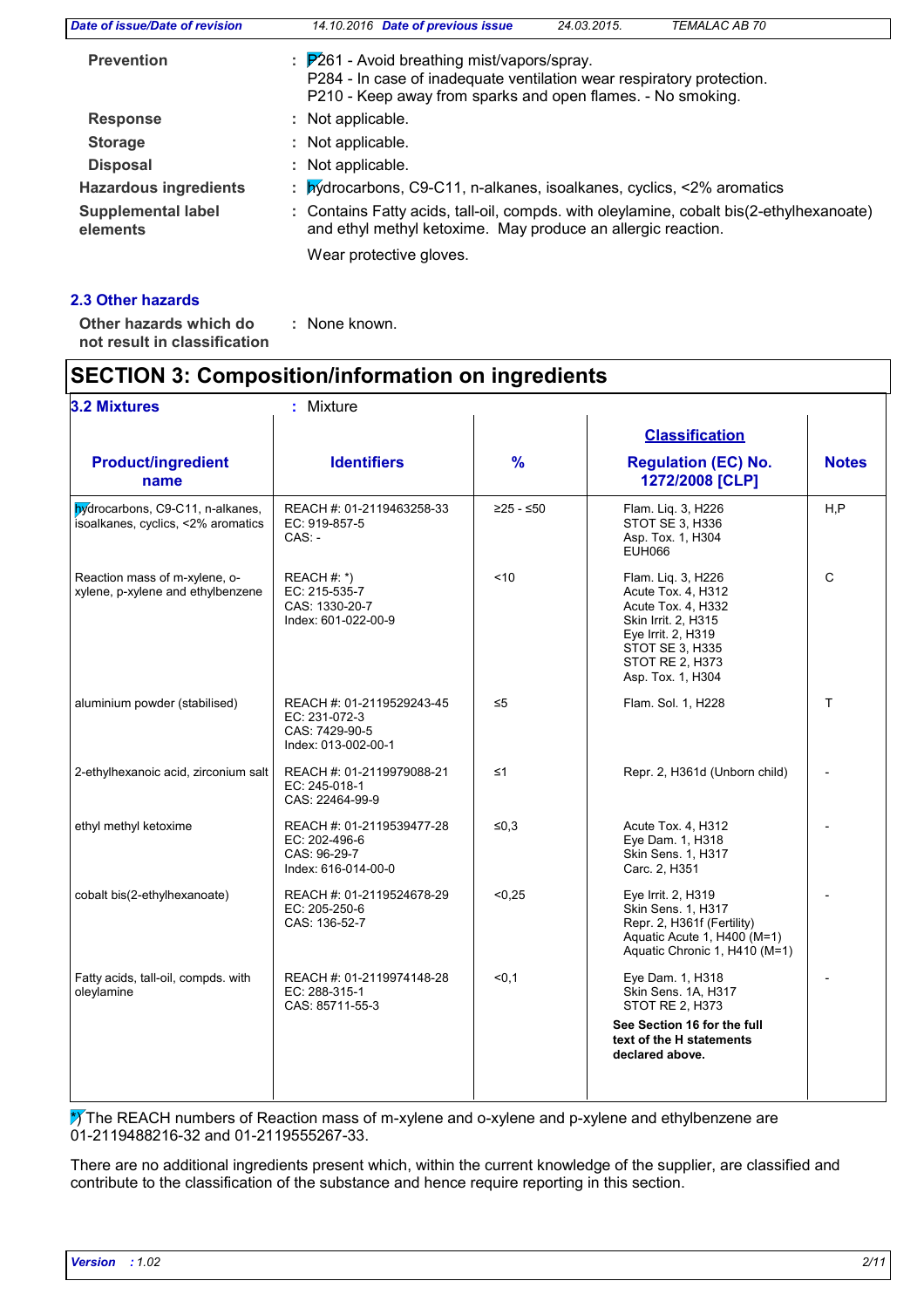| | |
|---|---|
| **Prevention** | : P261 - Avoid breathing mist/vapors/spray.<br>P284 - In case of inadequate ventilation wear respiratory protection.<br>P210 - Keep away from sparks and open flames. - No smoking. |
| **Response** | : Not applicable. |
| **Storage** | : Not applicable. |
| **Disposal** | : Not applicable. |
| **Hazardous ingredients** | : hydrocarbons, C9-C11, n-alkanes, isoalkanes, cyclics, <2% aromatics |
| **Supplemental label elements** | : Contains Fatty acids, tall-oil, compds. with oleylamine, cobalt bis(2-ethylhexanoate) and ethyl methyl ketoxime. May produce an allergic reaction.<br><br>Wear protective gloves. |

### 2.3 Other hazards

**Other hazards which do not result in classification** : None known.

## SECTION 3: Composition/information on ingredients

**3.2 Mixtures** : Mixture

| Product/ingredient name | Identifiers | % | Classification<br>Regulation (EC) No. 1272/2008 [CLP] | Notes |
|---|---|---|---|---|
| hydrocarbons, C9-C11, n-alkanes, isoalkanes, cyclics, <2% aromatics | REACH #: 01-2119463258-33<br>EC: 919-857-5<br>CAS: - | ≥25 - ≤50 | Flam. Liq. 3, H226<br>STOT SE 3, H336<br>Asp. Tox. 1, H304<br>EUH066 | H,P |
| Reaction mass of m-xylene, o-xylene, p-xylene and ethylbenzene | REACH #: *)<br>EC: 215-535-7<br>CAS: 1330-20-7<br>Index: 601-022-00-9 | <10 | Flam. Liq. 3, H226<br>Acute Tox. 4, H312<br>Acute Tox. 4, H332<br>Skin Irrit. 2, H315<br>Eye Irrit. 2, H319<br>STOT SE 3, H335<br>STOT RE 2, H373<br>Asp. Tox. 1, H304 | C |
| aluminium powder (stabilised) | REACH #: 01-2119529243-45<br>EC: 231-072-3<br>CAS: 7429-90-5<br>Index: 013-002-00-1 | ≤5 | Flam. Sol. 1, H228 | T |
| 2-ethylhexanoic acid, zirconium salt | REACH #: 01-2119979088-21<br>EC: 245-018-1<br>CAS: 22464-99-9 | ≤1 | Repr. 2, H361d (Unborn child) | - |
| ethyl methyl ketoxime | REACH #: 01-2119539477-28<br>EC: 202-496-6<br>CAS: 96-29-7<br>Index: 616-014-00-0 | ≤0,3 | Acute Tox. 4, H312<br>Eye Dam. 1, H318<br>Skin Sens. 1, H317<br>Carc. 2, H351 | - |
| cobalt bis(2-ethylhexanoate) | REACH #: 01-2119524678-29<br>EC: 205-250-6<br>CAS: 136-52-7 | <0,25 | Eye Irrit. 2, H319<br>Skin Sens. 1, H317<br>Repr. 2, H361f (Fertility)<br>Aquatic Acute 1, H400 (M=1)<br>Aquatic Chronic 1, H410 (M=1) | - |
| Fatty acids, tall-oil, compds. with oleylamine | REACH #: 01-2119974148-28<br>EC: 288-315-1<br>CAS: 85711-55-3 | <0,1 | Eye Dam. 1, H318<br>Skin Sens. 1A, H317<br>STOT RE 2, H373<br>**See Section 16 for the full text of the H statements declared above.** | - |

*) The REACH numbers of Reaction mass of m-xylene and o-xylene and p-xylene and ethylbenzene are 01-2119488216-32 and 01-2119555267-33.

There are no additional ingredients present which, within the current knowledge of the supplier, are classified and contribute to the classification of the substance and hence require reporting in this section.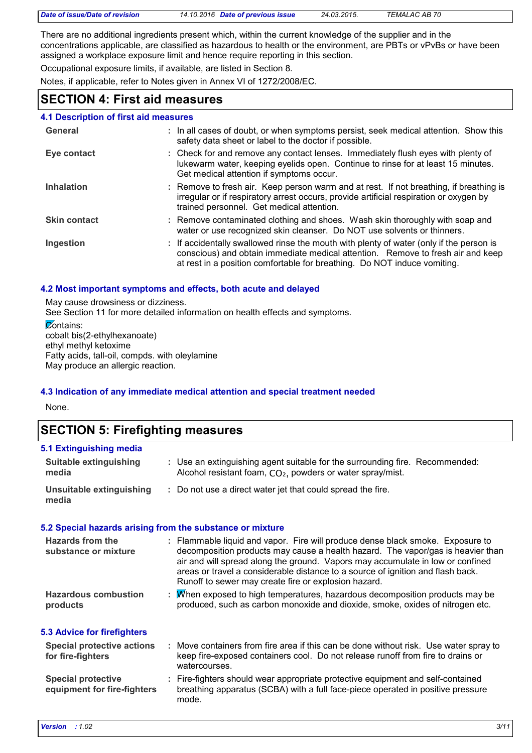There are no additional ingredients present which, within the current knowledge of the supplier and in the concentrations applicable, are classified as hazardous to health or the environment, are PBTs or vPvBs or have been assigned a workplace exposure limit and hence require reporting in this section.

Occupational exposure limits, if available, are listed in Section 8.

Notes, if applicable, refer to Notes given in Annex VI of 1272/2008/EC.

## SECTION 4: First aid measures

### 4.1 Description of first aid measures

| | |
|---|---|
| **General** | : In all cases of doubt, or when symptoms persist, seek medical attention. Show this safety data sheet or label to the doctor if possible. |
| **Eye contact** | : Check for and remove any contact lenses. Immediately flush eyes with plenty of lukewarm water, keeping eyelids open. Continue to rinse for at least 15 minutes. Get medical attention if symptoms occur. |
| **Inhalation** | : Remove to fresh air. Keep person warm and at rest. If not breathing, if breathing is irregular or if respiratory arrest occurs, provide artificial respiration or oxygen by trained personnel. Get medical attention. |
| **Skin contact** | : Remove contaminated clothing and shoes. Wash skin thoroughly with soap and water or use recognized skin cleanser. Do NOT use solvents or thinners. |
| **Ingestion** | : If accidentally swallowed rinse the mouth with plenty of water (only if the person is conscious) and obtain immediate medical attention. Remove to fresh air and keep at rest in a position comfortable for breathing. Do NOT induce vomiting. |

### 4.2 Most important symptoms and effects, both acute and delayed

May cause drowsiness or dizziness.
See Section 11 for more detailed information on health effects and symptoms.

Contains:
cobalt bis(2-ethylhexanoate)
ethyl methyl ketoxime
Fatty acids, tall-oil, compds. with oleylamine
May produce an allergic reaction.

### 4.3 Indication of any immediate medical attention and special treatment needed

None.

## SECTION 5: Firefighting measures

### 5.1 Extinguishing media

| | |
|---|---|
| **Suitable extinguishing media** | : Use an extinguishing agent suitable for the surrounding fire. Recommended: Alcohol resistant foam, $CO_2$, powders or water spray/mist. |
| **Unsuitable extinguishing media** | : Do not use a direct water jet that could spread the fire. |

### 5.2 Special hazards arising from the substance or mixture

| | |
|---|---|
| **Hazards from the substance or mixture** | : Flammable liquid and vapor. Fire will produce dense black smoke. Exposure to decomposition products may cause a health hazard. The vapor/gas is heavier than air and will spread along the ground. Vapors may accumulate in low or confined areas or travel a considerable distance to a source of ignition and flash back. Runoff to sewer may create fire or explosion hazard. |
| **Hazardous combustion products** | : When exposed to high temperatures, hazardous decomposition products may be produced, such as carbon monoxide and dioxide, smoke, oxides of nitrogen etc. |

### 5.3 Advice for firefighters

| | |
|---|---|
| **Special protective actions for fire-fighters** | : Move containers from fire area if this can be done without risk. Use water spray to keep fire-exposed containers cool. Do not release runoff from fire to drains or watercourses. |
| **Special protective equipment for fire-fighters** | : Fire-fighters should wear appropriate protective equipment and self-contained breathing apparatus (SCBA) with a full face-piece operated in positive pressure mode. |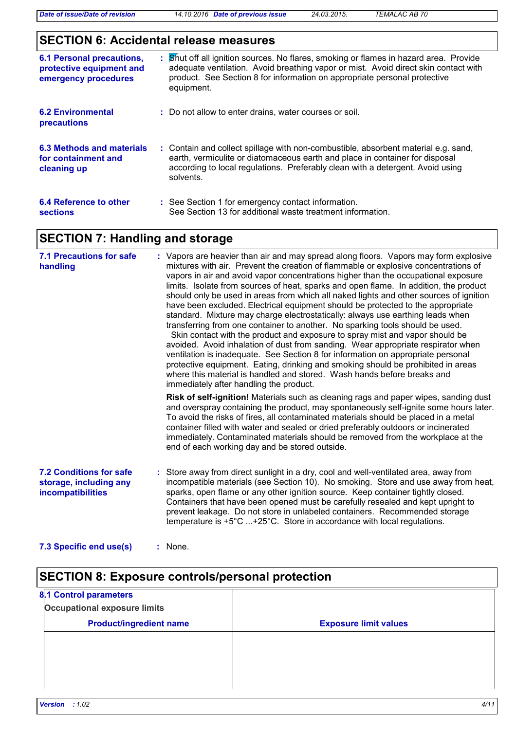## SECTION 6: Accidental release measures

| | |
|---|---|
| **6.1 Personal precautions, protective equipment and emergency procedures** | : Shut off all ignition sources. No flares, smoking or flames in hazard area. Provide adequate ventilation. Avoid breathing vapor or mist. Avoid direct skin contact with product. See Section 8 for information on appropriate personal protective equipment. |
| **6.2 Environmental precautions** | : Do not allow to enter drains, water courses or soil. |
| **6.3 Methods and materials for containment and cleaning up** | : Contain and collect spillage with non-combustible, absorbent material e.g. sand, earth, vermiculite or diatomaceous earth and place in container for disposal according to local regulations. Preferably clean with a detergent. Avoid using solvents. |
| **6.4 Reference to other sections** | : See Section 1 for emergency contact information. See Section 13 for additional waste treatment information. |

## SECTION 7: Handling and storage

**7.1 Precautions for safe handling**

: Vapors are heavier than air and may spread along floors. Vapors may form explosive mixtures with air. Prevent the creation of flammable or explosive concentrations of vapors in air and avoid vapor concentrations higher than the occupational exposure limits. Isolate from sources of heat, sparks and open flame. In addition, the product should only be used in areas from which all naked lights and other sources of ignition have been excluded. Electrical equipment should be protected to the appropriate standard. Mixture may charge electrostatically: always use earthing leads when transferring from one container to another. No sparking tools should be used. Skin contact with the product and exposure to spray mist and vapor should be avoided. Avoid inhalation of dust from sanding. Wear appropriate respirator when ventilation is inadequate. See Section 8 for information on appropriate personal protective equipment. Eating, drinking and smoking should be prohibited in areas where this material is handled and stored. Wash hands before breaks and immediately after handling the product.

**Risk of self-ignition!** Materials such as cleaning rags and paper wipes, sanding dust and overspray containing the product, may spontaneously self-ignite some hours later. To avoid the risks of fires, all contaminated materials should be placed in a metal container filled with water and sealed or dried preferably outdoors or incinerated immediately. Contaminated materials should be removed from the workplace at the end of each working day and be stored outside.

**7.2 Conditions for safe storage, including any incompatibilities**

: Store away from direct sunlight in a dry, cool and well-ventilated area, away from incompatible materials (see Section 10). No smoking. Store and use away from heat, sparks, open flame or any other ignition source. Keep container tightly closed. Containers that have been opened must be carefully resealed and kept upright to prevent leakage. Do not store in unlabeled containers. Recommended storage temperature is +5°C ...+25°C. Store in accordance with local regulations.

**7.3 Specific end use(s)**

: None.

## SECTION 8: Exposure controls/personal protection

**8.1 Control parameters**

**Occupational exposure limits**

| Product/ingredient name | Exposure limit values |
|---|---|
| | |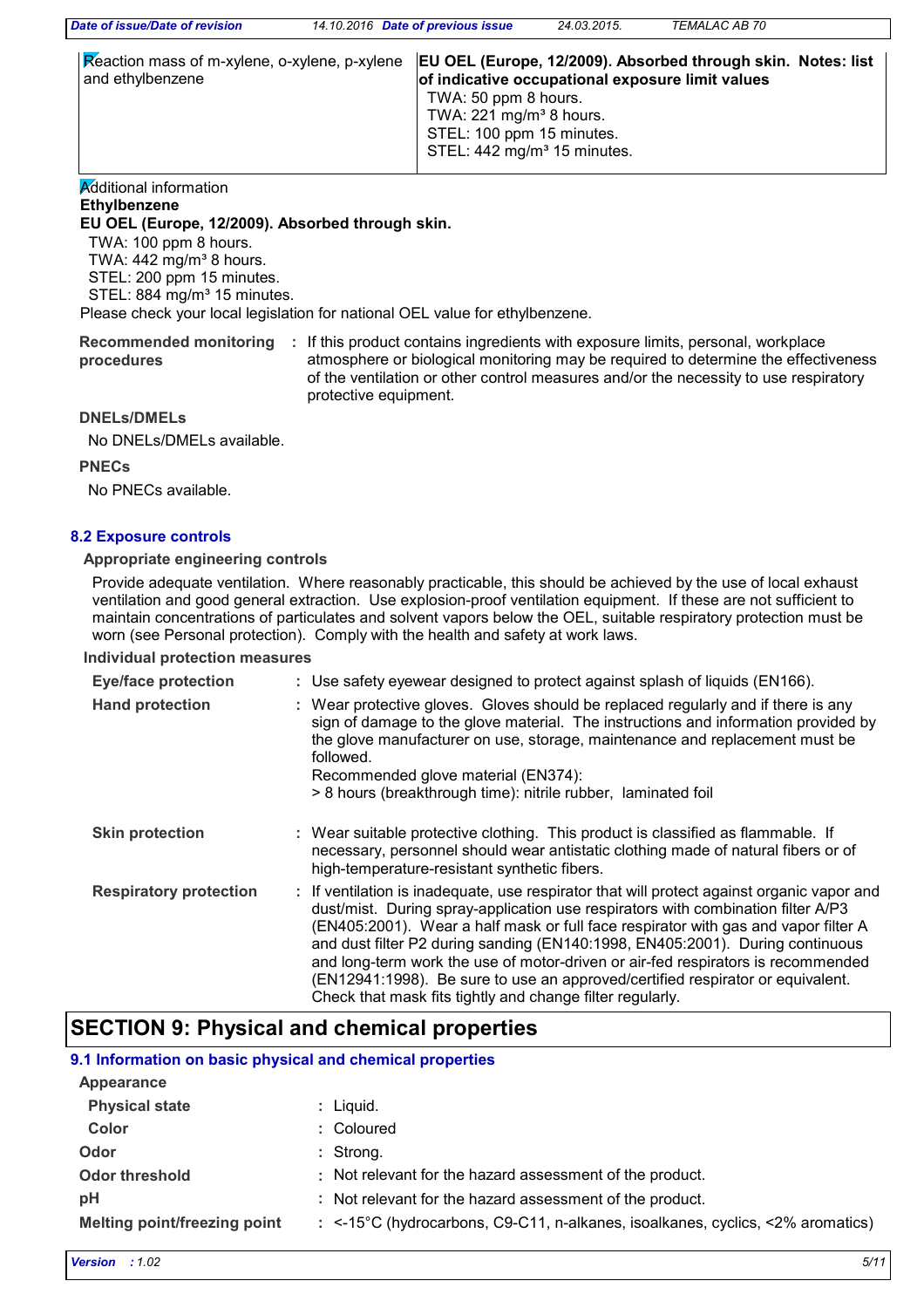| Reaction mass of m-xylene, o-xylene, p-xylene and ethylbenzene | **EU OEL (Europe, 12/2009). Absorbed through skin. Notes: list of indicative occupational exposure limit values**<br>TWA: 50 ppm 8 hours.<br>TWA: 221 mg/m³ 8 hours.<br>STEL: 100 ppm 15 minutes.<br>STEL: 442 mg/m³ 15 minutes. |
|---|---|

Additional information

**Ethylbenzene**

**EU OEL (Europe, 12/2009). Absorbed through skin.**

TWA: 100 ppm 8 hours.
TWA: 442 mg/m³ 8 hours.
STEL: 200 ppm 15 minutes.
STEL: 884 mg/m³ 15 minutes.

Please check your local legislation for national OEL value for ethylbenzene.

**Recommended monitoring procedures** : If this product contains ingredients with exposure limits, personal, workplace atmosphere or biological monitoring may be required to determine the effectiveness of the ventilation or other control measures and/or the necessity to use respiratory protective equipment.

**DNELs/DMELs**

No DNELs/DMELs available.

**PNECs**

No PNECs available.

### 8.2 Exposure controls

**Appropriate engineering controls**

Provide adequate ventilation. Where reasonably practicable, this should be achieved by the use of local exhaust ventilation and good general extraction. Use explosion-proof ventilation equipment. If these are not sufficient to maintain concentrations of particulates and solvent vapors below the OEL, suitable respiratory protection must be worn (see Personal protection). Comply with the health and safety at work laws.

**Individual protection measures**

**Eye/face protection** : Use safety eyewear designed to protect against splash of liquids (EN166).

**Hand protection** : Wear protective gloves. Gloves should be replaced regularly and if there is any sign of damage to the glove material. The instructions and information provided by the glove manufacturer on use, storage, maintenance and replacement must be followed.
Recommended glove material (EN374):
> 8 hours (breakthrough time): nitrile rubber, laminated foil

**Skin protection** : Wear suitable protective clothing. This product is classified as flammable. If necessary, personnel should wear antistatic clothing made of natural fibers or of high-temperature-resistant synthetic fibers.

**Respiratory protection** : If ventilation is inadequate, use respirator that will protect against organic vapor and dust/mist. During spray-application use respirators with combination filter A/P3 (EN405:2001). Wear a half mask or full face respirator with gas and vapor filter A and dust filter P2 during sanding (EN140:1998, EN405:2001). During continuous and long-term work the use of motor-driven or air-fed respirators is recommended (EN12941:1998). Be sure to use an approved/certified respirator or equivalent. Check that mask fits tightly and change filter regularly.

## SECTION 9: Physical and chemical properties

### 9.1 Information on basic physical and chemical properties

**Appearance**

**Physical state** : Liquid.

**Color** : Coloured

**Odor** : Strong.

**Odor threshold** : Not relevant for the hazard assessment of the product.

**pH** : Not relevant for the hazard assessment of the product.

**Melting point/freezing point** : <-15°C (hydrocarbons, C9-C11, n-alkanes, isoalkanes, cyclics, <2% aromatics)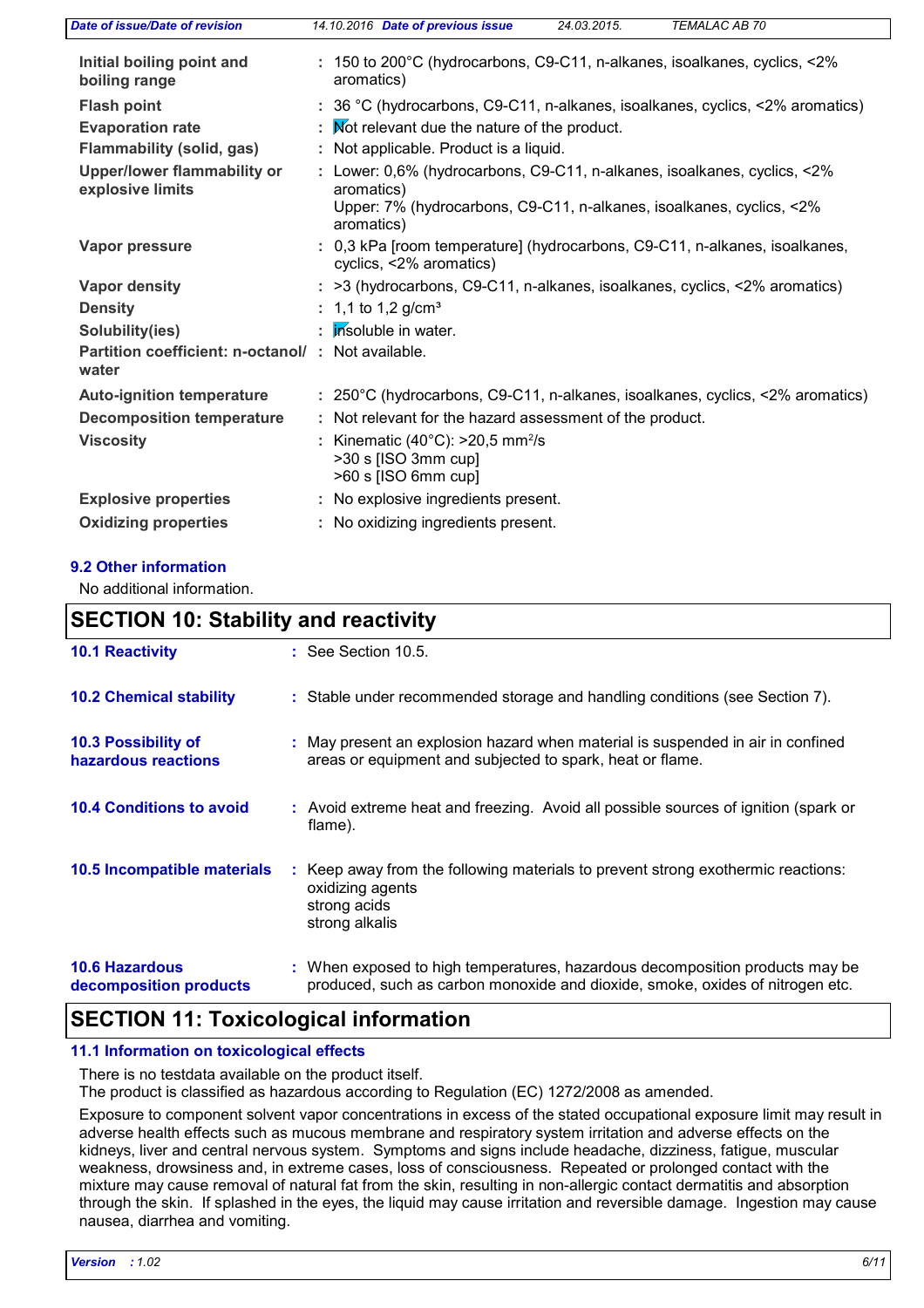| | | |
|---|---|---|
| **Initial boiling point and boiling range** | : | 150 to 200°C (hydrocarbons, C9-C11, n-alkanes, isoalkanes, cyclics, <2% aromatics) |
| **Flash point** | : | 36 °C (hydrocarbons, C9-C11, n-alkanes, isoalkanes, cyclics, <2% aromatics) |
| **Evaporation rate** | : | Not relevant due the nature of the product. |
| **Flammability (solid, gas)** | : | Not applicable. Product is a liquid. |
| **Upper/lower flammability or explosive limits** | : | Lower: 0,6% (hydrocarbons, C9-C11, n-alkanes, isoalkanes, cyclics, <2% aromatics)<br>Upper: 7% (hydrocarbons, C9-C11, n-alkanes, isoalkanes, cyclics, <2% aromatics) |
| **Vapor pressure** | : | 0,3 kPa [room temperature] (hydrocarbons, C9-C11, n-alkanes, isoalkanes, cyclics, <2% aromatics) |
| **Vapor density** | : | >3 (hydrocarbons, C9-C11, n-alkanes, isoalkanes, cyclics, <2% aromatics) |
| **Density** | : | 1,1 to 1,2 g/cm³ |
| **Solubility(ies)** | : | Insoluble in water. |
| **Partition coefficient: n-octanol/ water** | : | Not available. |
| **Auto-ignition temperature** | : | 250°C (hydrocarbons, C9-C11, n-alkanes, isoalkanes, cyclics, <2% aromatics) |
| **Decomposition temperature** | : | Not relevant for the hazard assessment of the product. |
| **Viscosity** | : | Kinematic (40°C): >20,5 mm²/s<br>>30 s [ISO 3mm cup]<br>>60 s [ISO 6mm cup] |
| **Explosive properties** | : | No explosive ingredients present. |
| **Oxidizing properties** | : | No oxidizing ingredients present. |

### 9.2 Other information

No additional information.

## SECTION 10: Stability and reactivity

**10.1 Reactivity** : See Section 10.5.

**10.2 Chemical stability** : Stable under recommended storage and handling conditions (see Section 7).

**10.3 Possibility of hazardous reactions** : May present an explosion hazard when material is suspended in air in confined areas or equipment and subjected to spark, heat or flame.

**10.4 Conditions to avoid** : Avoid extreme heat and freezing. Avoid all possible sources of ignition (spark or flame).

**10.5 Incompatible materials** : Keep away from the following materials to prevent strong exothermic reactions:
oxidizing agents
strong acids
strong alkalis

**10.6 Hazardous decomposition products** : When exposed to high temperatures, hazardous decomposition products may be produced, such as carbon monoxide and dioxide, smoke, oxides of nitrogen etc.

## SECTION 11: Toxicological information

### 11.1 Information on toxicological effects

There is no testdata available on the product itself.
The product is classified as hazardous according to Regulation (EC) 1272/2008 as amended.

Exposure to component solvent vapor concentrations in excess of the stated occupational exposure limit may result in adverse health effects such as mucous membrane and respiratory system irritation and adverse effects on the kidneys, liver and central nervous system. Symptoms and signs include headache, dizziness, fatigue, muscular weakness, drowsiness and, in extreme cases, loss of consciousness. Repeated or prolonged contact with the mixture may cause removal of natural fat from the skin, resulting in non-allergic contact dermatitis and absorption through the skin. If splashed in the eyes, the liquid may cause irritation and reversible damage. Ingestion may cause nausea, diarrhea and vomiting.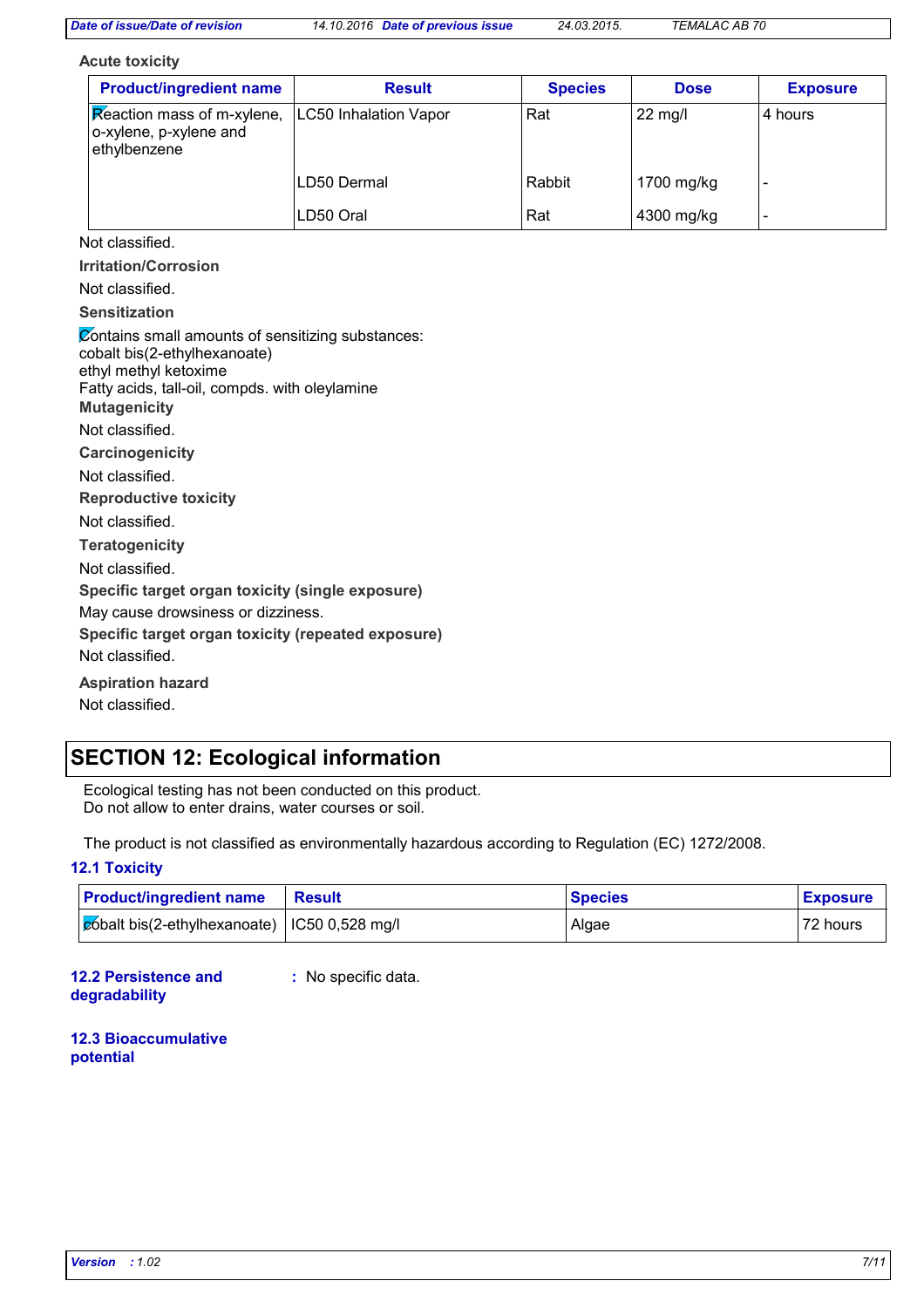**Acute toxicity**

| Product/ingredient name | Result | Species | Dose | Exposure |
|---|---|---|---|---|
| Reaction mass of m-xylene, o-xylene, p-xylene and ethylbenzene | LC50 Inhalation Vapor | Rat | 22 mg/l | 4 hours |
| | LD50 Dermal | Rabbit | 1700 mg/kg | - |
| | LD50 Oral | Rat | 4300 mg/kg | - |

Not classified.

**Irritation/Corrosion**

Not classified.

**Sensitization**

Contains small amounts of sensitizing substances:
cobalt bis(2-ethylhexanoate)
ethyl methyl ketoxime
Fatty acids, tall-oil, compds. with oleylamine

**Mutagenicity**

Not classified.

**Carcinogenicity**

Not classified.

**Reproductive toxicity**

Not classified.

**Teratogenicity**

Not classified.

**Specific target organ toxicity (single exposure)**

May cause drowsiness or dizziness.

**Specific target organ toxicity (repeated exposure)**

Not classified.

**Aspiration hazard**

Not classified.

## SECTION 12: Ecological information

Ecological testing has not been conducted on this product.
Do not allow to enter drains, water courses or soil.

The product is not classified as environmentally hazardous according to Regulation (EC) 1272/2008.

### 12.1 Toxicity

| Product/ingredient name | Result | Species | Exposure |
|---|---|---|---|
| cobalt bis(2-ethylhexanoate) | IC50 0,528 mg/l | Algae | 72 hours |

**12.2 Persistence and degradability** : No specific data.

**12.3 Bioaccumulative potential**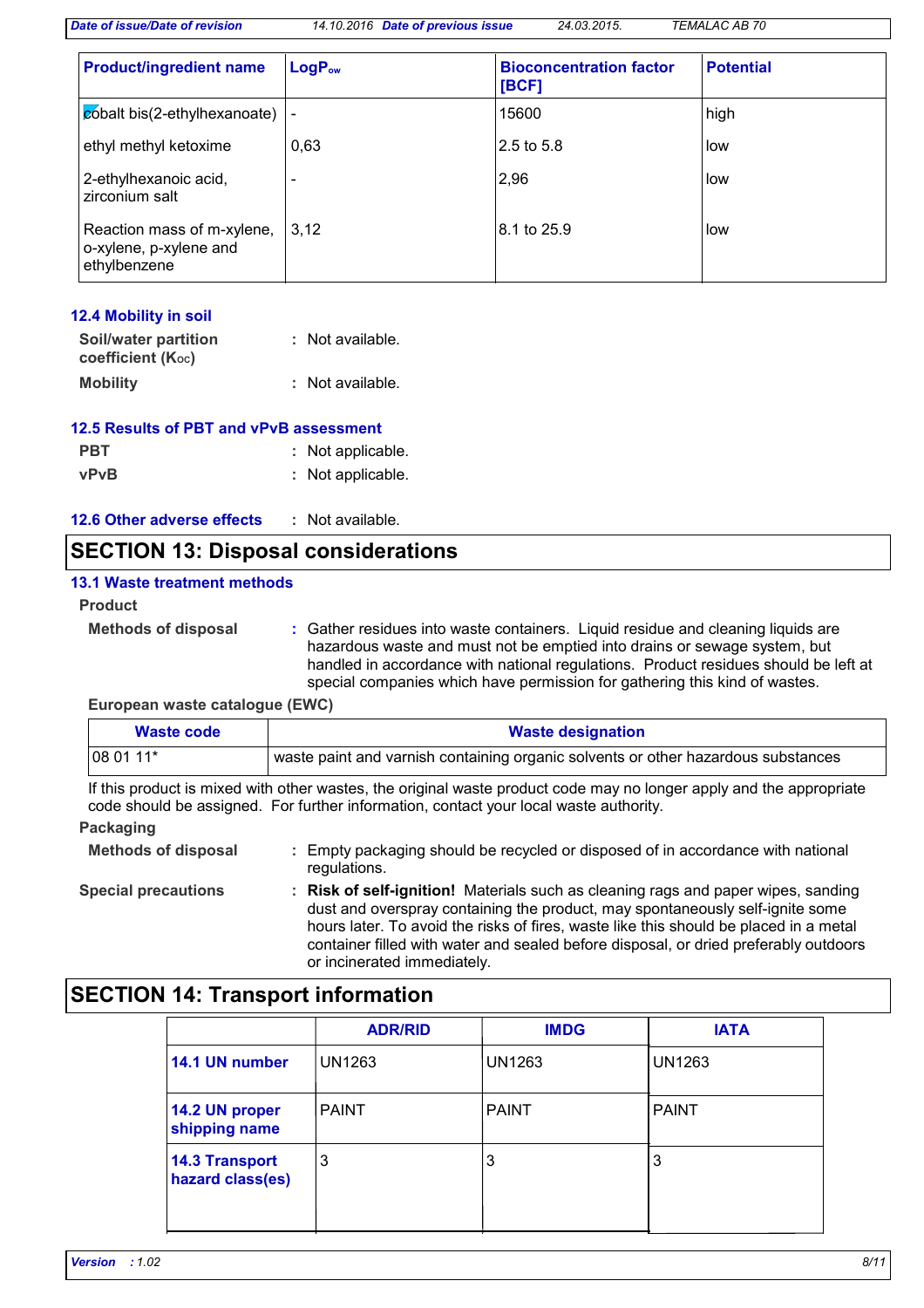| Product/ingredient name | $LogP_{ow}$ | Bioconcentration factor [BCF] | Potential |
|---|---|---|---|
| cobalt bis(2-ethylhexanoate) | - | 15600 | high |
| ethyl methyl ketoxime | 0,63 | 2.5 to 5.8 | low |
| 2-ethylhexanoic acid, zirconium salt | - | 2,96 | low |
| Reaction mass of m-xylene, o-xylene, p-xylene and ethylbenzene | 3,12 | 8.1 to 25.9 | low |

### 12.4 Mobility in soil

**Soil/water partition coefficient ($K_{OC}$)** : Not available.

**Mobility** : Not available.

### 12.5 Results of PBT and vPvB assessment

**PBT** : Not applicable.

**vPvB** : Not applicable.

### 12.6 Other adverse effects : Not available.

## SECTION 13: Disposal considerations

### 13.1 Waste treatment methods

**Product**

**Methods of disposal** : Gather residues into waste containers. Liquid residue and cleaning liquids are hazardous waste and must not be emptied into drains or sewage system, but handled in accordance with national regulations. Product residues should be left at special companies which have permission for gathering this kind of wastes.

**European waste catalogue (EWC)**

| Waste code | Waste designation |
|---|---|
| 08 01 11* | waste paint and varnish containing organic solvents or other hazardous substances |

If this product is mixed with other wastes, the original waste product code may no longer apply and the appropriate code should be assigned. For further information, contact your local waste authority.

**Packaging**

**Methods of disposal** : Empty packaging should be recycled or disposed of in accordance with national regulations.

**Special precautions** : **Risk of self-ignition!** Materials such as cleaning rags and paper wipes, sanding dust and overspray containing the product, may spontaneously self-ignite some hours later. To avoid the risks of fires, waste like this should be placed in a metal container filled with water and sealed before disposal, or dried preferably outdoors or incinerated immediately.

## SECTION 14: Transport information

| | ADR/RID | IMDG | IATA |
|---|---|---|---|
| **14.1 UN number** | UN1263 | UN1263 | UN1263 |
| **14.2 UN proper shipping name** | PAINT | PAINT | PAINT |
| **14.3 Transport hazard class(es)** | 3 | 3 | 3 |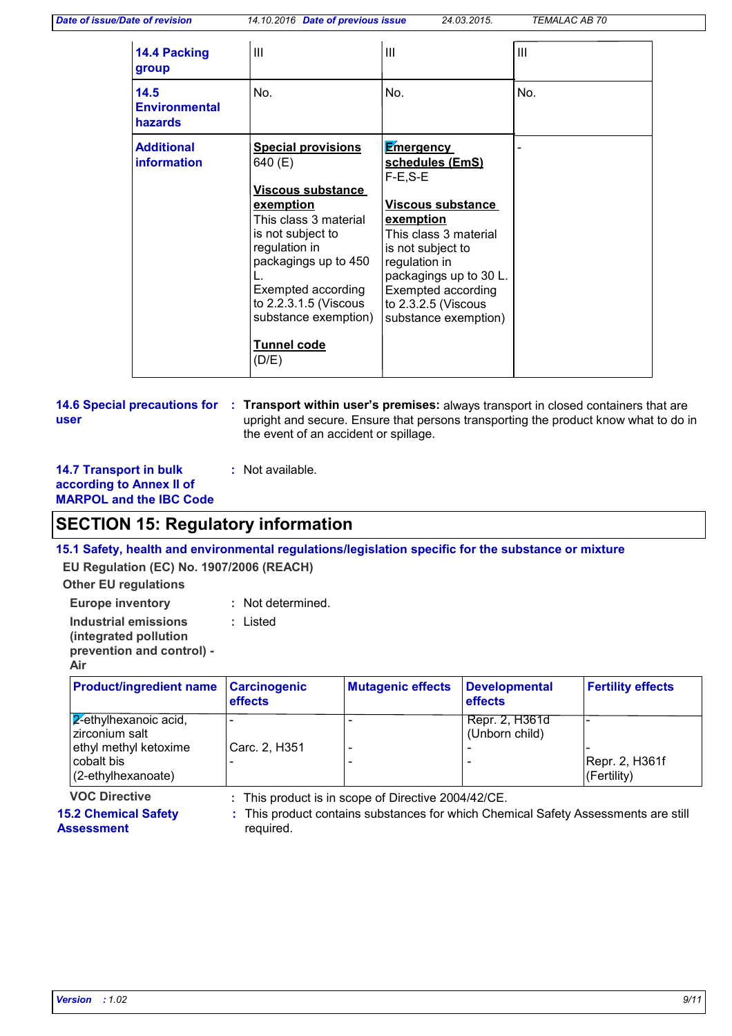| | | | |
|---|---|---|---|
| **14.4 Packing group** | III | III | III |
| **14.5 Environmental hazards** | No. | No. | No. |
| **Additional information** | **Special provisions**<br>640 (E)<br><br>**Viscous substance exemption**<br>This class 3 material is not subject to regulation in packagings up to 450 L.<br>Exempted according to 2.2.3.1.5 (Viscous substance exemption)<br><br>**Tunnel code**<br>(D/E) | **Emergency schedules (EmS)**<br>F-E,S-E<br><br>**Viscous substance exemption**<br>This class 3 material is not subject to regulation in packagings up to 30 L.<br>Exempted according to 2.3.2.5 (Viscous substance exemption) | - |

**14.6 Special precautions for user** : **Transport within user's premises:** always transport in closed containers that are upright and secure. Ensure that persons transporting the product know what to do in the event of an accident or spillage.

**14.7 Transport in bulk according to Annex II of MARPOL and the IBC Code** : Not available.

## SECTION 15: Regulatory information

### 15.1 Safety, health and environmental regulations/legislation specific for the substance or mixture

**EU Regulation (EC) No. 1907/2006 (REACH)**

**Other EU regulations**

**Europe inventory** : Not determined.

**Industrial emissions (integrated pollution prevention and control) - Air** : Listed

| Product/ingredient name | Carcinogenic effects | Mutagenic effects | Developmental effects | Fertility effects |
|---|---|---|---|---|
| 2-ethylhexanoic acid, zirconium salt | - | - | Repr. 2, H361d (Unborn child) | - |
| ethyl methyl ketoxime | Carc. 2, H351 | - | - | - |
| cobalt bis (2-ethylhexanoate) | - | - | - | Repr. 2, H361f (Fertility) |

**VOC Directive** : This product is in scope of Directive 2004/42/CE.

**15.2 Chemical Safety Assessment** : This product contains substances for which Chemical Safety Assessments are still required.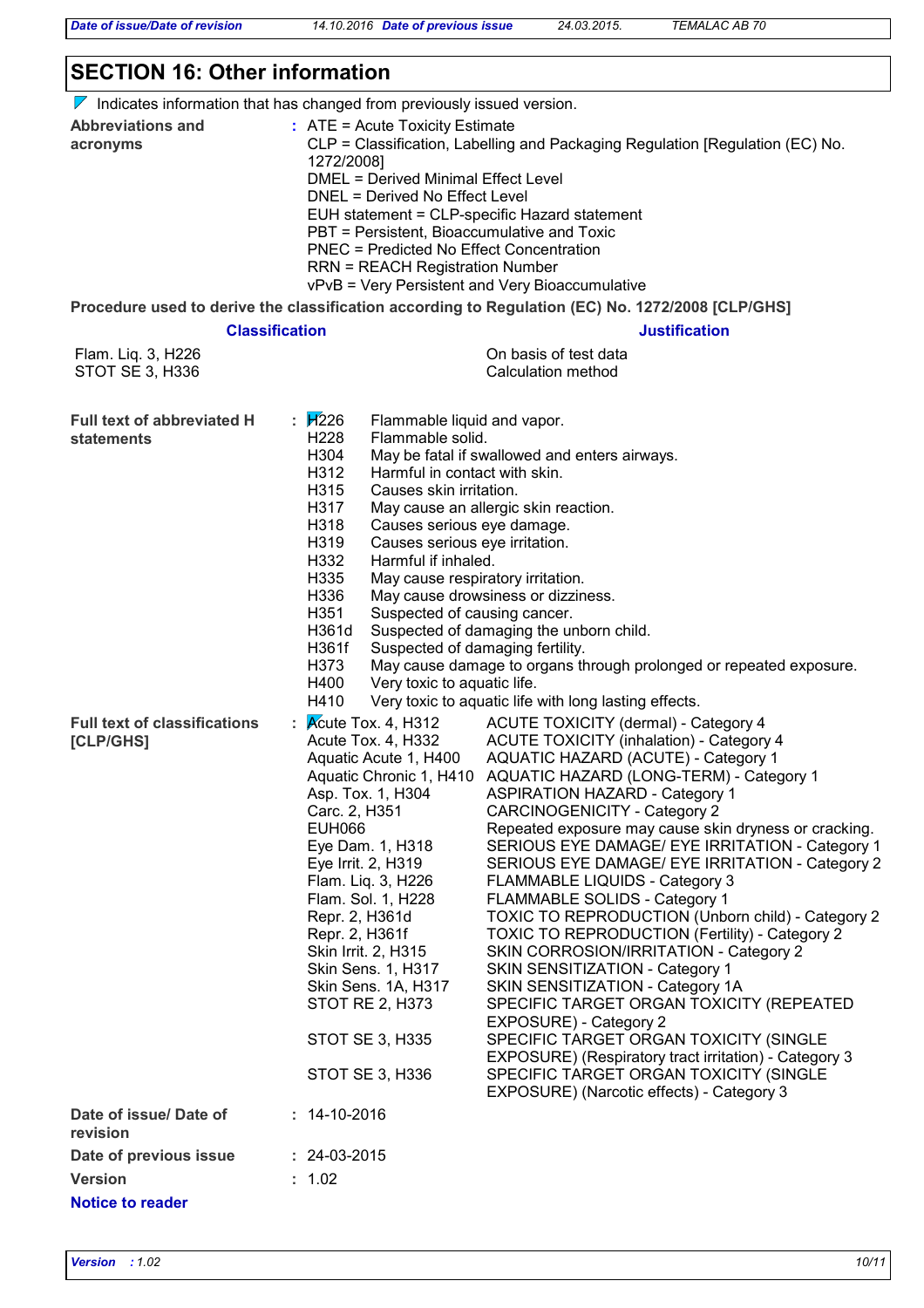## SECTION 16: Other information

Indicates information that has changed from previously issued version.

**Abbreviations and acronyms** : ATE = Acute Toxicity Estimate
CLP = Classification, Labelling and Packaging Regulation [Regulation (EC) No. 1272/2008]
DMEL = Derived Minimal Effect Level
DNEL = Derived No Effect Level
EUH statement = CLP-specific Hazard statement
PBT = Persistent, Bioaccumulative and Toxic
PNEC = Predicted No Effect Concentration
RRN = REACH Registration Number
vPvB = Very Persistent and Very Bioaccumulative

**Procedure used to derive the classification according to Regulation (EC) No. 1272/2008 [CLP/GHS]**

| Classification | Justification |
| --- | --- |
| Flam. Liq. 3, H226 | On basis of test data |
| STOT SE 3, H336 | Calculation method |

**Full text of abbreviated H statements** :

| | |
| --- | --- |
| H226 | Flammable liquid and vapor. |
| H228 | Flammable solid. |
| H304 | May be fatal if swallowed and enters airways. |
| H312 | Harmful in contact with skin. |
| H315 | Causes skin irritation. |
| H317 | May cause an allergic skin reaction. |
| H318 | Causes serious eye damage. |
| H319 | Causes serious eye irritation. |
| H332 | Harmful if inhaled. |
| H335 | May cause respiratory irritation. |
| H336 | May cause drowsiness or dizziness. |
| H351 | Suspected of causing cancer. |
| H361d | Suspected of damaging the unborn child. |
| H361f | Suspected of damaging fertility. |
| H373 | May cause damage to organs through prolonged or repeated exposure. |
| H400 | Very toxic to aquatic life. |
| H410 | Very toxic to aquatic life with long lasting effects. |

**Full text of classifications [CLP/GHS]** :

| | |
| --- | --- |
| Acute Tox. 4, H312 | ACUTE TOXICITY (dermal) - Category 4 |
| Acute Tox. 4, H332 | ACUTE TOXICITY (inhalation) - Category 4 |
| Aquatic Acute 1, H400 | AQUATIC HAZARD (ACUTE) - Category 1 |
| Aquatic Chronic 1, H410 | AQUATIC HAZARD (LONG-TERM) - Category 1 |
| Asp. Tox. 1, H304 | ASPIRATION HAZARD - Category 1 |
| Carc. 2, H351 | CARCINOGENICITY - Category 2 |
| EUH066 | Repeated exposure may cause skin dryness or cracking. |
| Eye Dam. 1, H318 | SERIOUS EYE DAMAGE/ EYE IRRITATION - Category 1 |
| Eye Irrit. 2, H319 | SERIOUS EYE DAMAGE/ EYE IRRITATION - Category 2 |
| Flam. Liq. 3, H226 | FLAMMABLE LIQUIDS - Category 3 |
| Flam. Sol. 1, H228 | FLAMMABLE SOLIDS - Category 1 |
| Repr. 2, H361d | TOXIC TO REPRODUCTION (Unborn child) - Category 2 |
| Repr. 2, H361f | TOXIC TO REPRODUCTION (Fertility) - Category 2 |
| Skin Irrit. 2, H315 | SKIN CORROSION/IRRITATION - Category 2 |
| Skin Sens. 1, H317 | SKIN SENSITIZATION - Category 1 |
| Skin Sens. 1A, H317 | SKIN SENSITIZATION - Category 1A |
| STOT RE 2, H373 | SPECIFIC TARGET ORGAN TOXICITY (REPEATED EXPOSURE) - Category 2 |
| STOT SE 3, H335 | SPECIFIC TARGET ORGAN TOXICITY (SINGLE EXPOSURE) (Respiratory tract irritation) - Category 3 |
| STOT SE 3, H336 | SPECIFIC TARGET ORGAN TOXICITY (SINGLE EXPOSURE) (Narcotic effects) - Category 3 |

**Date of issue/ Date of revision** : 14-10-2016

**Date of previous issue** : 24-03-2015

**Version** : 1.02

**Notice to reader**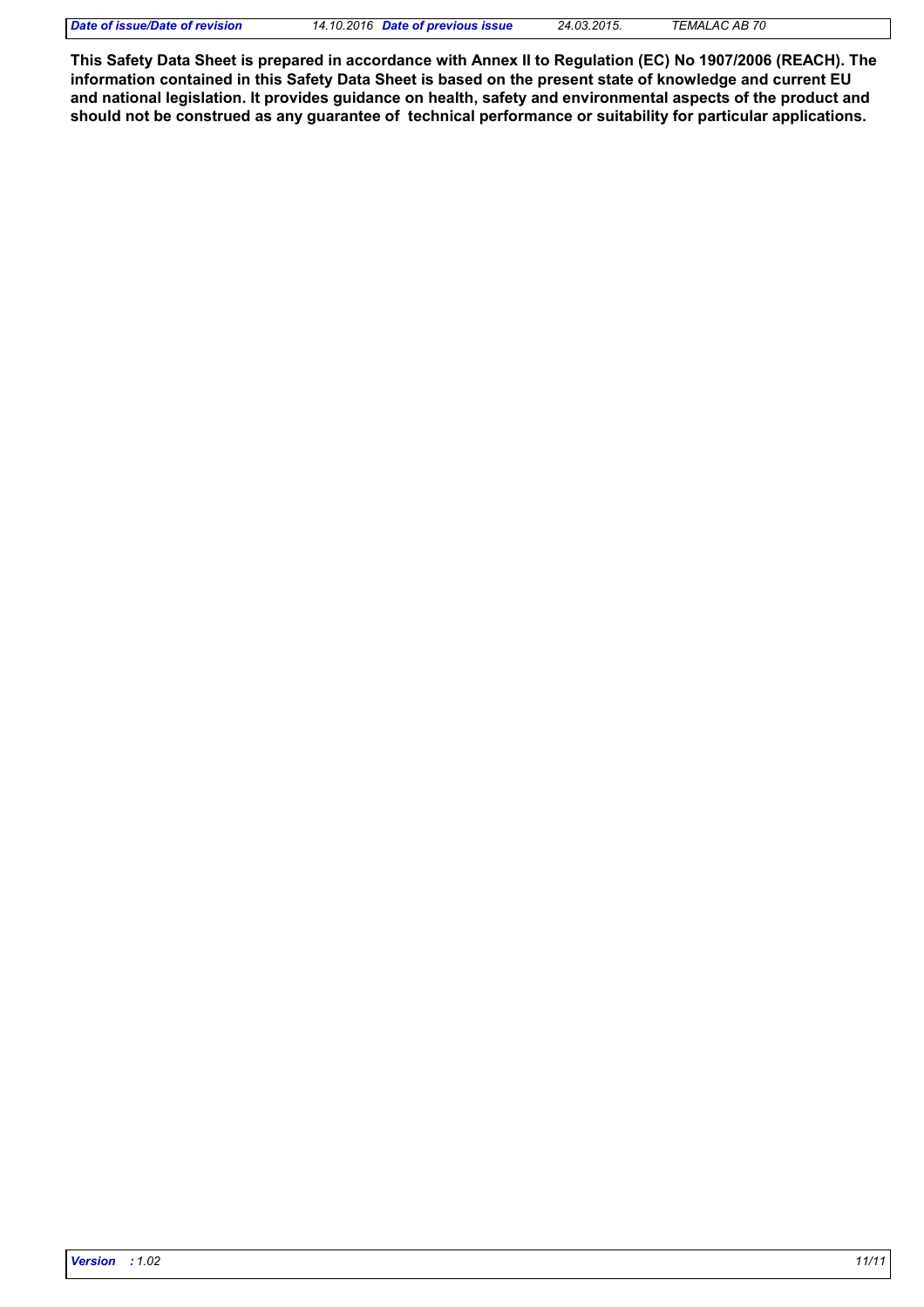**This Safety Data Sheet is prepared in accordance with Annex II to Regulation (EC) No 1907/2006 (REACH). The information contained in this Safety Data Sheet is based on the present state of knowledge and current EU and national legislation. It provides guidance on health, safety and environmental aspects of the product and should not be construed as any guarantee of technical performance or suitability for particular applications.**